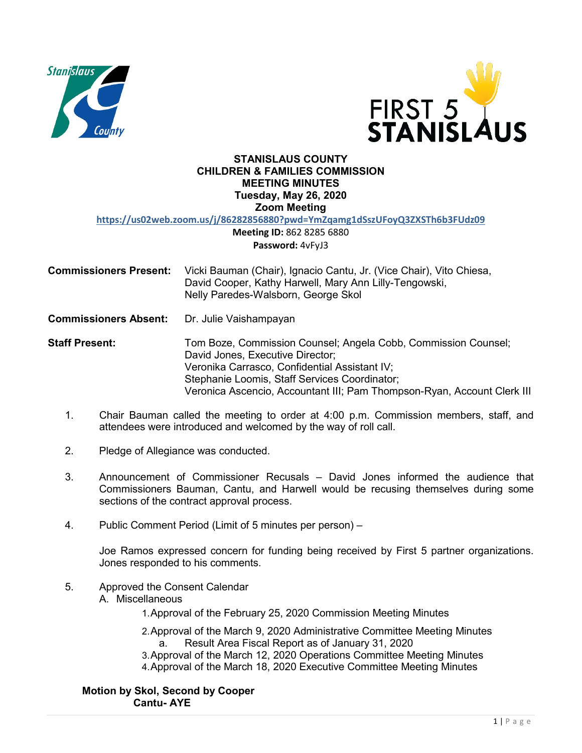# STANISLAUS COUNTY
## CHILDREN & FAMILIES COMMISSION
## MEETING MINUTES
### Tuesday, May 26, 2020
### Zoom Meeting

https://us02web.zoom.us/j/86282856880?pwd=YmZqamg1dSszUFoyQ3ZXSTh6b3FUdz09

**Meeting ID:** 862 8285 6880

**Password:** 4vFyJ3

**Commissioners Present:** Vicki Bauman (Chair), Ignacio Cantu, Jr. (Vice Chair), Vito Chiesa, David Cooper, Kathy Harwell, Mary Ann Lilly-Tengowski, Nelly Paredes-Walsborn, George Skol

**Commissioners Absent:** Dr. Julie Vaishampayan

**Staff Present:** Tom Boze, Commission Counsel; Angela Cobb, Commission Counsel; David Jones, Executive Director; Veronika Carrasco, Confidential Assistant IV; Stephanie Loomis, Staff Services Coordinator; Veronica Ascencio, Accountant III; Pam Thompson-Ryan, Account Clerk III

1. Chair Bauman called the meeting to order at 4:00 p.m. Commission members, staff, and attendees were introduced and welcomed by the way of roll call.

2. Pledge of Allegiance was conducted.

3. Announcement of Commissioner Recusals – David Jones informed the audience that Commissioners Bauman, Cantu, and Harwell would be recusing themselves during some sections of the contract approval process.

4. Public Comment Period (Limit of 5 minutes per person) –

   Joe Ramos expressed concern for funding being received by First 5 partner organizations. Jones responded to his comments.

5. Approved the Consent Calendar
   A. Miscellaneous
      1. Approval of the February 25, 2020 Commission Meeting Minutes
      2. Approval of the March 9, 2020 Administrative Committee Meeting Minutes
         a. Result Area Fiscal Report as of January 31, 2020
      3. Approval of the March 12, 2020 Operations Committee Meeting Minutes
      4. Approval of the March 18, 2020 Executive Committee Meeting Minutes

**Motion by Skol, Second by Cooper**

**Cantu- AYE**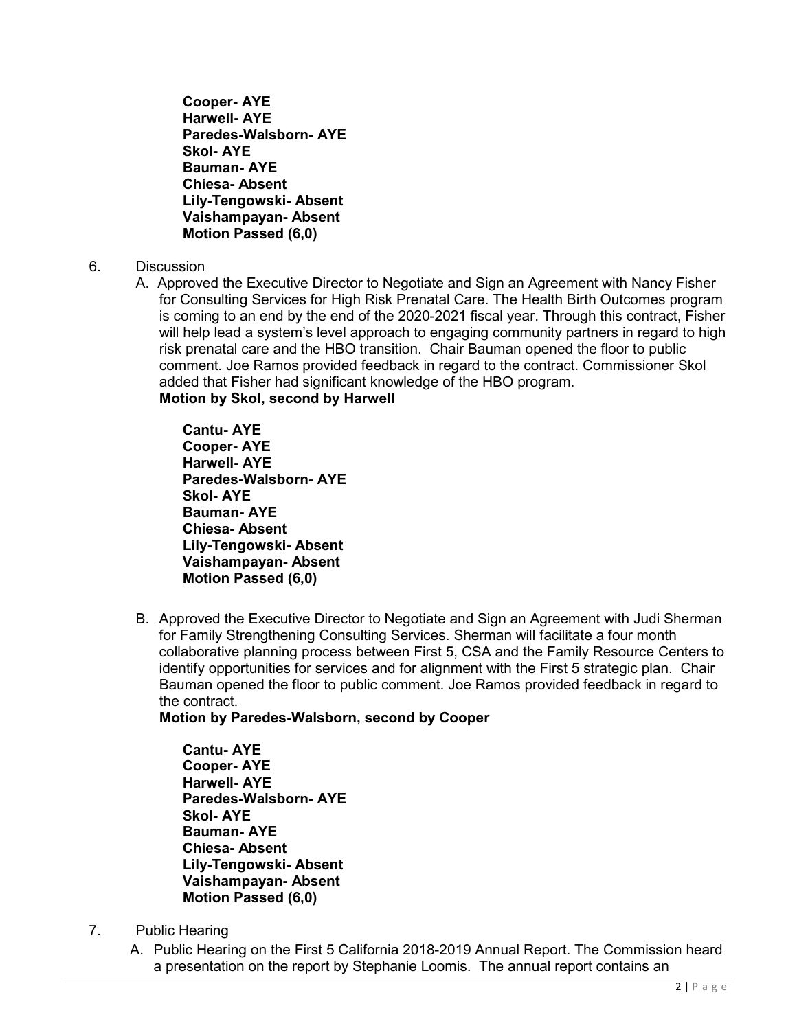**Cooper- AYE**
**Harwell- AYE**
**Paredes-Walsborn- AYE**
**Skol- AYE**
**Bauman- AYE**
**Chiesa- Absent**
**Lily-Tengowski- Absent**
**Vaishampayan- Absent**
**Motion Passed (6,0)**

6. Discussion

   A. Approved the Executive Director to Negotiate and Sign an Agreement with Nancy Fisher for Consulting Services for High Risk Prenatal Care. The Health Birth Outcomes program is coming to an end by the end of the 2020-2021 fiscal year. Through this contract, Fisher will help lead a system's level approach to engaging community partners in regard to high risk prenatal care and the HBO transition. Chair Bauman opened the floor to public comment. Joe Ramos provided feedback in regard to the contract. Commissioner Skol added that Fisher had significant knowledge of the HBO program.
   **Motion by Skol, second by Harwell**

   **Cantu- AYE**
   **Cooper- AYE**
   **Harwell- AYE**
   **Paredes-Walsborn- AYE**
   **Skol- AYE**
   **Bauman- AYE**
   **Chiesa- Absent**
   **Lily-Tengowski- Absent**
   **Vaishampayan- Absent**
   **Motion Passed (6,0)**

   B. Approved the Executive Director to Negotiate and Sign an Agreement with Judi Sherman for Family Strengthening Consulting Services. Sherman will facilitate a four month collaborative planning process between First 5, CSA and the Family Resource Centers to identify opportunities for services and for alignment with the First 5 strategic plan. Chair Bauman opened the floor to public comment. Joe Ramos provided feedback in regard to the contract.
   **Motion by Paredes-Walsborn, second by Cooper**

   **Cantu- AYE**
   **Cooper- AYE**
   **Harwell- AYE**
   **Paredes-Walsborn- AYE**
   **Skol- AYE**
   **Bauman- AYE**
   **Chiesa- Absent**
   **Lily-Tengowski- Absent**
   **Vaishampayan- Absent**
   **Motion Passed (6,0)**

7. Public Hearing

   A. Public Hearing on the First 5 California 2018-2019 Annual Report. The Commission heard a presentation on the report by Stephanie Loomis. The annual report contains an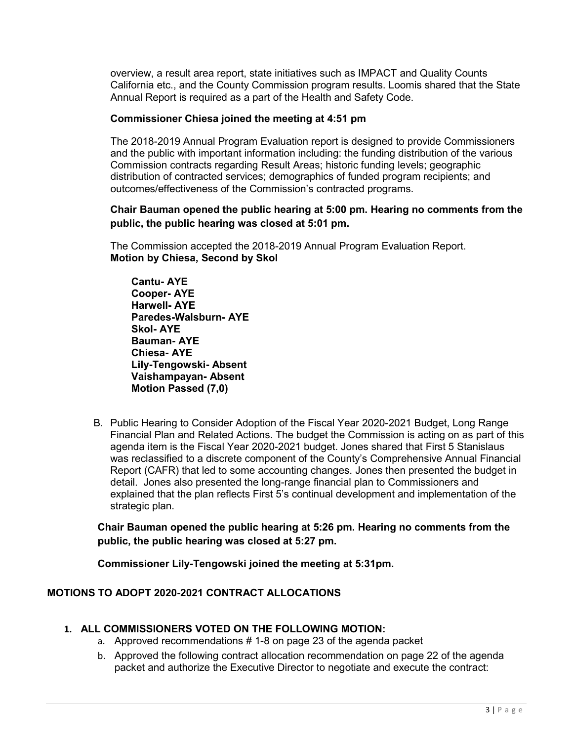overview, a result area report, state initiatives such as IMPACT and Quality Counts California etc., and the County Commission program results. Loomis shared that the State Annual Report is required as a part of the Health and Safety Code.

**Commissioner Chiesa joined the meeting at 4:51 pm**

The 2018-2019 Annual Program Evaluation report is designed to provide Commissioners and the public with important information including: the funding distribution of the various Commission contracts regarding Result Areas; historic funding levels; geographic distribution of contracted services; demographics of funded program recipients; and outcomes/effectiveness of the Commission's contracted programs.

**Chair Bauman opened the public hearing at 5:00 pm. Hearing no comments from the public, the public hearing was closed at 5:01 pm.**

The Commission accepted the 2018-2019 Annual Program Evaluation Report.
**Motion by Chiesa, Second by Skol**

**Cantu- AYE**
**Cooper- AYE**
**Harwell- AYE**
**Paredes-Walsburn- AYE**
**Skol- AYE**
**Bauman- AYE**
**Chiesa- AYE**
**Lily-Tengowski- Absent**
**Vaishampayan- Absent**
**Motion Passed (7,0)**

B. Public Hearing to Consider Adoption of the Fiscal Year 2020-2021 Budget, Long Range Financial Plan and Related Actions. The budget the Commission is acting on as part of this agenda item is the Fiscal Year 2020-2021 budget. Jones shared that First 5 Stanislaus was reclassified to a discrete component of the County's Comprehensive Annual Financial Report (CAFR) that led to some accounting changes. Jones then presented the budget in detail. Jones also presented the long-range financial plan to Commissioners and explained that the plan reflects First 5's continual development and implementation of the strategic plan.

**Chair Bauman opened the public hearing at 5:26 pm. Hearing no comments from the public, the public hearing was closed at 5:27 pm.**

**Commissioner Lily-Tengowski joined the meeting at 5:31pm.**

## MOTIONS TO ADOPT 2020-2021 CONTRACT ALLOCATIONS

1. **ALL COMMISSIONERS VOTED ON THE FOLLOWING MOTION:**
   a. Approved recommendations # 1-8 on page 23 of the agenda packet
   b. Approved the following contract allocation recommendation on page 22 of the agenda packet and authorize the Executive Director to negotiate and execute the contract: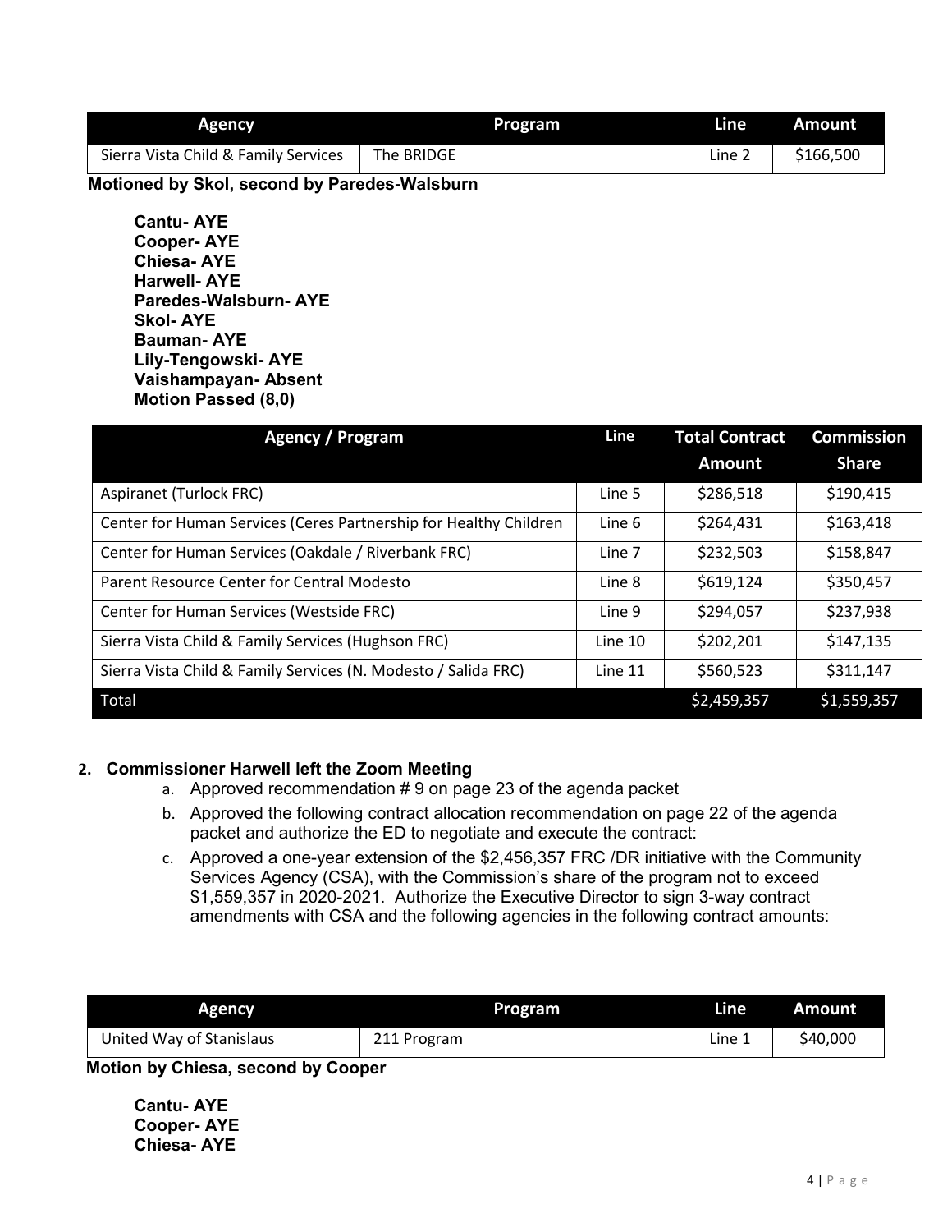| Agency | Program | Line | Amount |
|---|---|---|---|
| Sierra Vista Child & Family Services | The BRIDGE | Line 2 | $166,500 |

**Motioned by Skol, second by Paredes-Walsburn**

**Cantu- AYE**
**Cooper- AYE**
**Chiesa- AYE**
**Harwell- AYE**
**Paredes-Walsburn- AYE**
**Skol- AYE**
**Bauman- AYE**
**Lily-Tengowski- AYE**
**Vaishampayan- Absent**
**Motion Passed (8,0)**

| Agency / Program | Line | Total Contract Amount | Commission Share |
|---|---|---|---|
| Aspiranet (Turlock FRC) | Line 5 | $286,518 | $190,415 |
| Center for Human Services (Ceres Partnership for Healthy Children | Line 6 | $264,431 | $163,418 |
| Center for Human Services (Oakdale / Riverbank FRC) | Line 7 | $232,503 | $158,847 |
| Parent Resource Center for Central Modesto | Line 8 | $619,124 | $350,457 |
| Center for Human Services (Westside FRC) | Line 9 | $294,057 | $237,938 |
| Sierra Vista Child & Family Services (Hughson FRC) | Line 10 | $202,201 | $147,135 |
| Sierra Vista Child & Family Services (N. Modesto / Salida FRC) | Line 11 | $560,523 | $311,147 |
| Total | | $2,459,357 | $1,559,357 |

2. **Commissioner Harwell left the Zoom Meeting**
   a. Approved recommendation # 9 on page 23 of the agenda packet
   b. Approved the following contract allocation recommendation on page 22 of the agenda packet and authorize the ED to negotiate and execute the contract:
   c. Approved a one-year extension of the $2,456,357 FRC /DR initiative with the Community Services Agency (CSA), with the Commission's share of the program not to exceed $1,559,357 in 2020-2021. Authorize the Executive Director to sign 3-way contract amendments with CSA and the following agencies in the following contract amounts:

| Agency | Program | Line | Amount |
|---|---|---|---|
| United Way of Stanislaus | 211 Program | Line 1 | $40,000 |

**Motion by Chiesa, second by Cooper**

**Cantu- AYE**
**Cooper- AYE**
**Chiesa- AYE**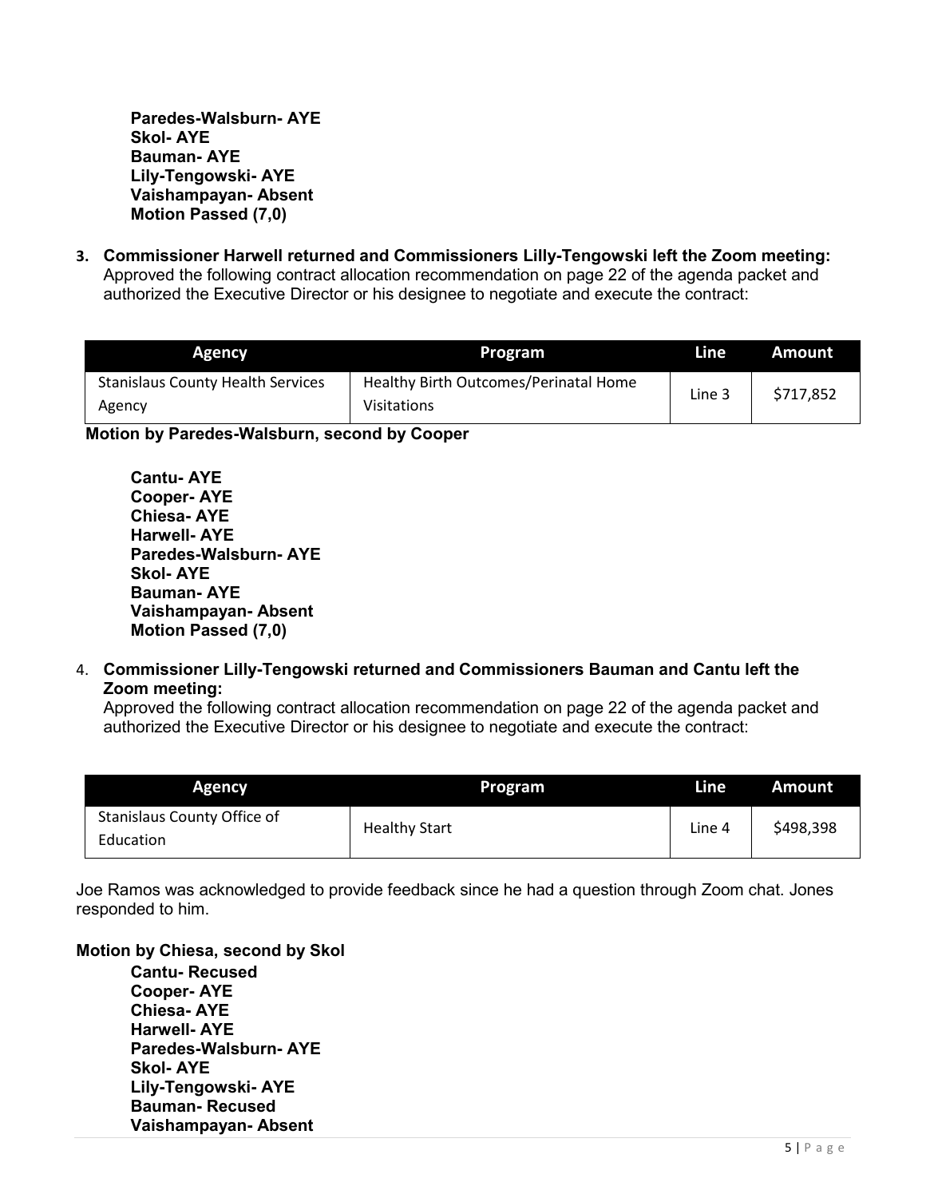**Paredes-Walsburn- AYE**
**Skol- AYE**
**Bauman- AYE**
**Lily-Tengowski- AYE**
**Vaishampayan- Absent**
**Motion Passed (7,0)**

3. **Commissioner Harwell returned and Commissioners Lilly-Tengowski left the Zoom meeting:** Approved the following contract allocation recommendation on page 22 of the agenda packet and authorized the Executive Director or his designee to negotiate and execute the contract:

| Agency | Program | Line | Amount |
|---|---|---|---|
| Stanislaus County Health Services Agency | Healthy Birth Outcomes/Perinatal Home Visitations | Line 3 | $717,852 |

**Motion by Paredes-Walsburn, second by Cooper**

**Cantu- AYE**
**Cooper- AYE**
**Chiesa- AYE**
**Harwell- AYE**
**Paredes-Walsburn- AYE**
**Skol- AYE**
**Bauman- AYE**
**Vaishampayan- Absent**
**Motion Passed (7,0)**

4. **Commissioner Lilly-Tengowski returned and Commissioners Bauman and Cantu left the Zoom meeting:**
Approved the following contract allocation recommendation on page 22 of the agenda packet and authorized the Executive Director or his designee to negotiate and execute the contract:

| Agency | Program | Line | Amount |
|---|---|---|---|
| Stanislaus County Office of Education | Healthy Start | Line 4 | $498,398 |

Joe Ramos was acknowledged to provide feedback since he had a question through Zoom chat. Jones responded to him.

**Motion by Chiesa, second by Skol**

**Cantu- Recused**
**Cooper- AYE**
**Chiesa- AYE**
**Harwell- AYE**
**Paredes-Walsburn- AYE**
**Skol- AYE**
**Lily-Tengowski- AYE**
**Bauman- Recused**
**Vaishampayan- Absent**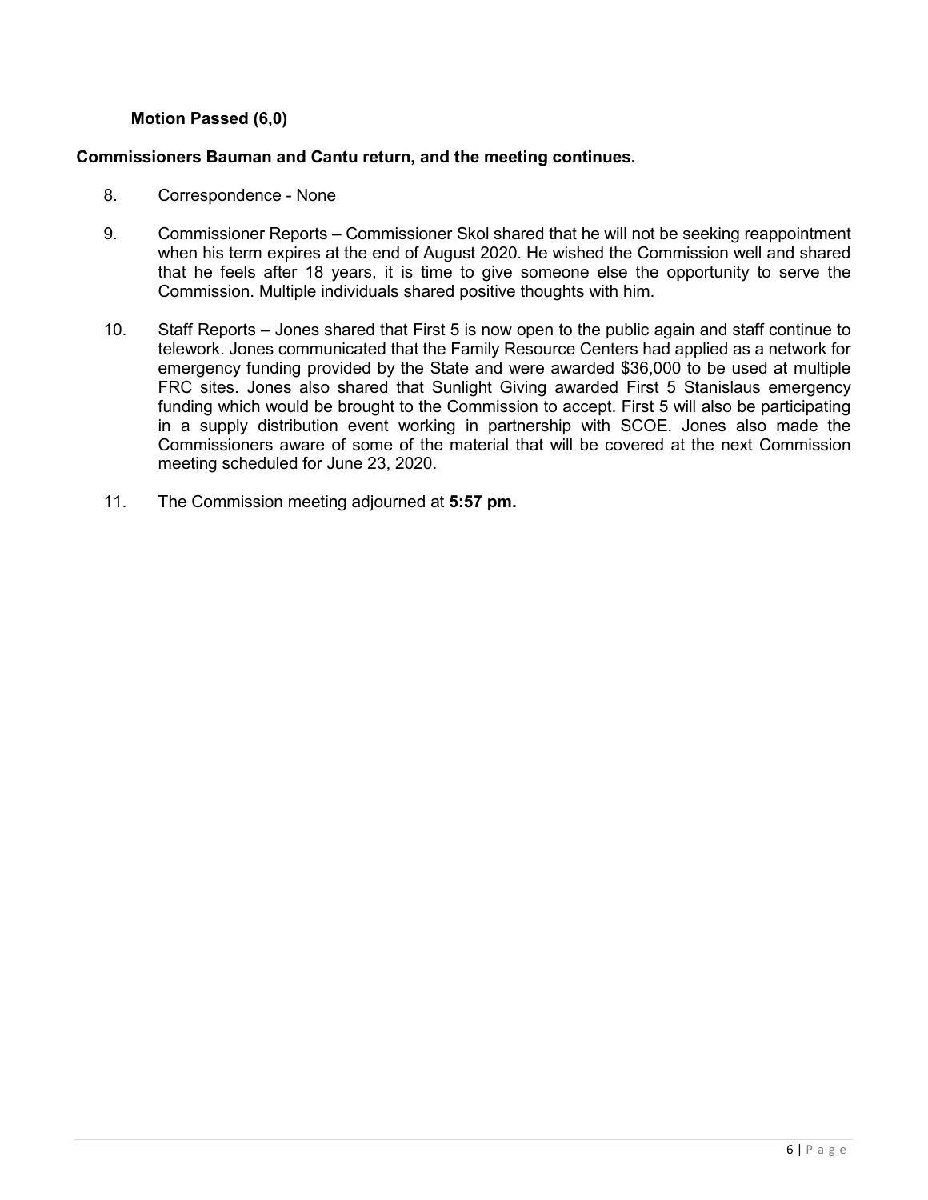**Motion Passed (6,0)**

**Commissioners Bauman and Cantu return, and the meeting continues.**

8. Correspondence - None

9. Commissioner Reports – Commissioner Skol shared that he will not be seeking reappointment when his term expires at the end of August 2020. He wished the Commission well and shared that he feels after 18 years, it is time to give someone else the opportunity to serve the Commission. Multiple individuals shared positive thoughts with him.

10. Staff Reports – Jones shared that First 5 is now open to the public again and staff continue to telework. Jones communicated that the Family Resource Centers had applied as a network for emergency funding provided by the State and were awarded $36,000 to be used at multiple FRC sites. Jones also shared that Sunlight Giving awarded First 5 Stanislaus emergency funding which would be brought to the Commission to accept. First 5 will also be participating in a supply distribution event working in partnership with SCOE. Jones also made the Commissioners aware of some of the material that will be covered at the next Commission meeting scheduled for June 23, 2020.

11. The Commission meeting adjourned at **5:57 pm.**